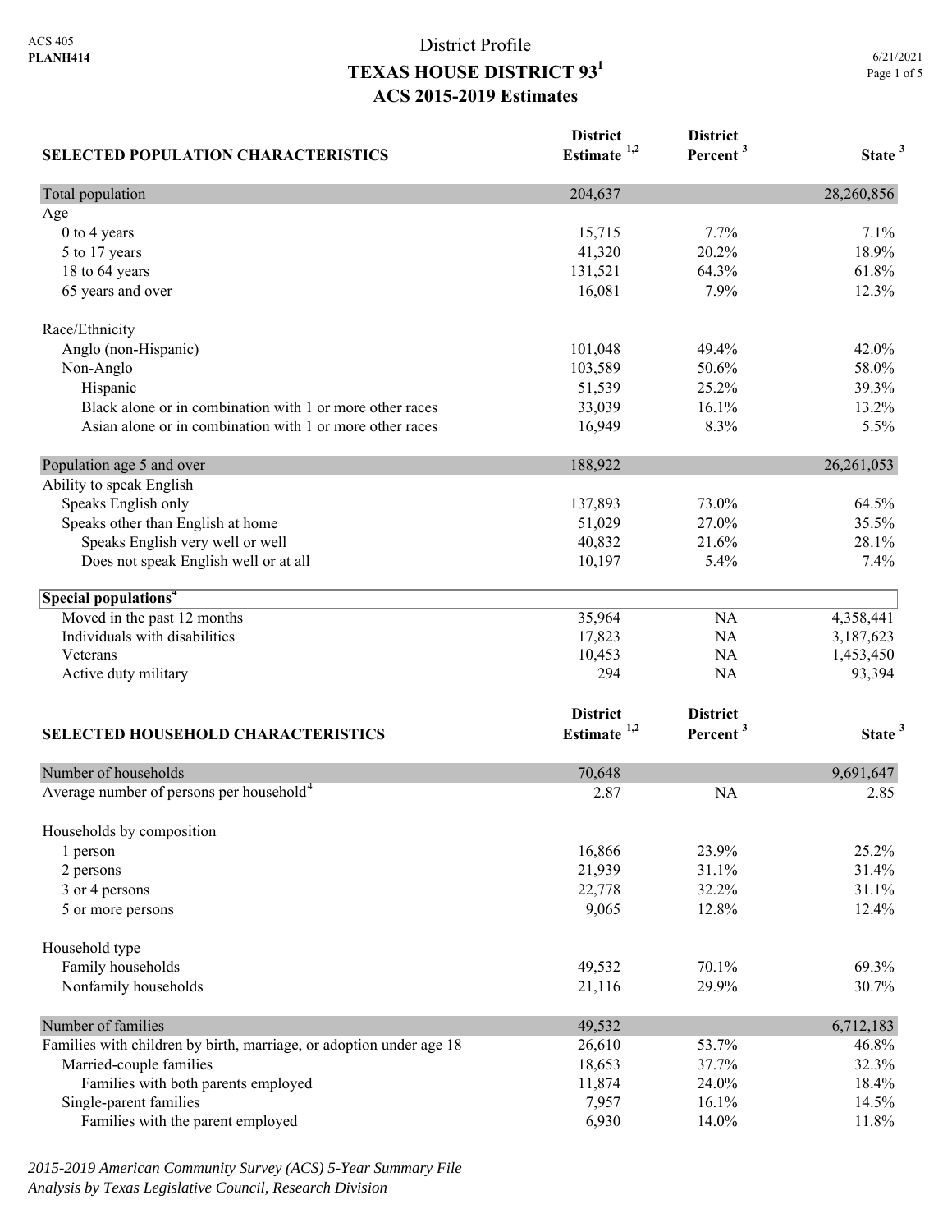ACS 405
**PLANH414**

# District Profile
## TEXAS HOUSE DISTRICT 93[1]
## ACS 2015-2019 Estimates

6/21/2021

| SELECTED POPULATION CHARACTERISTICS | District Estimate [1,2] | District Percent [3] | State [3] |
|---|---|---|---|
| Total population | 204,637 | | 28,260,856 |
| Age | | | |
| 0 to 4 years | 15,715 | 7.7% | 7.1% |
| 5 to 17 years | 41,320 | 20.2% | 18.9% |
| 18 to 64 years | 131,521 | 64.3% | 61.8% |
| 65 years and over | 16,081 | 7.9% | 12.3% |
| Race/Ethnicity | | | |
| Anglo (non-Hispanic) | 101,048 | 49.4% | 42.0% |
| Non-Anglo | 103,589 | 50.6% | 58.0% |
| Hispanic | 51,539 | 25.2% | 39.3% |
| Black alone or in combination with 1 or more other races | 33,039 | 16.1% | 13.2% |
| Asian alone or in combination with 1 or more other races | 16,949 | 8.3% | 5.5% |
| Population age 5 and over | 188,922 | | 26,261,053 |
| Ability to speak English | | | |
| Speaks English only | 137,893 | 73.0% | 64.5% |
| Speaks other than English at home | 51,029 | 27.0% | 35.5% |
| Speaks English very well or well | 40,832 | 21.6% | 28.1% |
| Does not speak English well or at all | 10,197 | 5.4% | 7.4% |
| **Special populations[4]** | | | |
| Moved in the past 12 months | 35,964 | NA | 4,358,441 |
| Individuals with disabilities | 17,823 | NA | 3,187,623 |
| Veterans | 10,453 | NA | 1,453,450 |
| Active duty military | 294 | NA | 93,394 |

| SELECTED HOUSEHOLD CHARACTERISTICS | District Estimate [1,2] | District Percent [3] | State [3] |
|---|---|---|---|
| Number of households | 70,648 | | 9,691,647 |
| Average number of persons per household[4] | 2.87 | NA | 2.85 |
| Households by composition | | | |
| 1 person | 16,866 | 23.9% | 25.2% |
| 2 persons | 21,939 | 31.1% | 31.4% |
| 3 or 4 persons | 22,778 | 32.2% | 31.1% |
| 5 or more persons | 9,065 | 12.8% | 12.4% |
| Household type | | | |
| Family households | 49,532 | 70.1% | 69.3% |
| Nonfamily households | 21,116 | 29.9% | 30.7% |
| Number of families | 49,532 | | 6,712,183 |
| Families with children by birth, marriage, or adoption under age 18 | 26,610 | 53.7% | 46.8% |
| Married-couple families | 18,653 | 37.7% | 32.3% |
| Families with both parents employed | 11,874 | 24.0% | 18.4% |
| Single-parent families | 7,957 | 16.1% | 14.5% |
| Families with the parent employed | 6,930 | 14.0% | 11.8% |

*2015-2019 American Community Survey (ACS) 5-Year Summary File*
*Analysis by Texas Legislative Council, Research Division*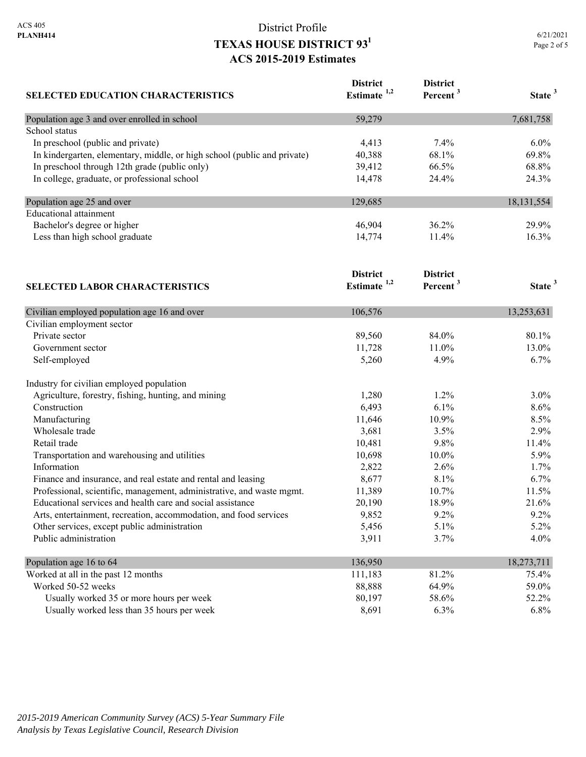# District Profile

## TEXAS HOUSE DISTRICT 93[1]

## ACS 2015-2019 Estimates

| SELECTED EDUCATION CHARACTERISTICS | District Estimate [1,2] | District Percent [3] | State [3] |
|---|---|---|---|
| Population age 3 and over enrolled in school | 59,279 | | 7,681,758 |
| School status | | | |
| In preschool (public and private) | 4,413 | 7.4% | 6.0% |
| In kindergarten, elementary, middle, or high school (public and private) | 40,388 | 68.1% | 69.8% |
| In preschool through 12th grade (public only) | 39,412 | 66.5% | 68.8% |
| In college, graduate, or professional school | 14,478 | 24.4% | 24.3% |
| Population age 25 and over | 129,685 | | 18,131,554 |
| Educational attainment | | | |
| Bachelor's degree or higher | 46,904 | 36.2% | 29.9% |
| Less than high school graduate | 14,774 | 11.4% | 16.3% |

| SELECTED LABOR CHARACTERISTICS | District Estimate [1,2] | District Percent [3] | State [3] |
|---|---|---|---|
| Civilian employed population age 16 and over | 106,576 | | 13,253,631 |
| Civilian employment sector | | | |
| Private sector | 89,560 | 84.0% | 80.1% |
| Government sector | 11,728 | 11.0% | 13.0% |
| Self-employed | 5,260 | 4.9% | 6.7% |
| Industry for civilian employed population | | | |
| Agriculture, forestry, fishing, hunting, and mining | 1,280 | 1.2% | 3.0% |
| Construction | 6,493 | 6.1% | 8.6% |
| Manufacturing | 11,646 | 10.9% | 8.5% |
| Wholesale trade | 3,681 | 3.5% | 2.9% |
| Retail trade | 10,481 | 9.8% | 11.4% |
| Transportation and warehousing and utilities | 10,698 | 10.0% | 5.9% |
| Information | 2,822 | 2.6% | 1.7% |
| Finance and insurance, and real estate and rental and leasing | 8,677 | 8.1% | 6.7% |
| Professional, scientific, management, administrative, and waste mgmt. | 11,389 | 10.7% | 11.5% |
| Educational services and health care and social assistance | 20,190 | 18.9% | 21.6% |
| Arts, entertainment, recreation, accommodation, and food services | 9,852 | 9.2% | 9.2% |
| Other services, except public administration | 5,456 | 5.1% | 5.2% |
| Public administration | 3,911 | 3.7% | 4.0% |
| Population age 16 to 64 | 136,950 | | 18,273,711 |
| Worked at all in the past 12 months | 111,183 | 81.2% | 75.4% |
| Worked 50-52 weeks | 88,888 | 64.9% | 59.0% |
| Usually worked 35 or more hours per week | 80,197 | 58.6% | 52.2% |
| Usually worked less than 35 hours per week | 8,691 | 6.3% | 6.8% |

*2015-2019 American Community Survey (ACS) 5-Year Summary File*
*Analysis by Texas Legislative Council, Research Division*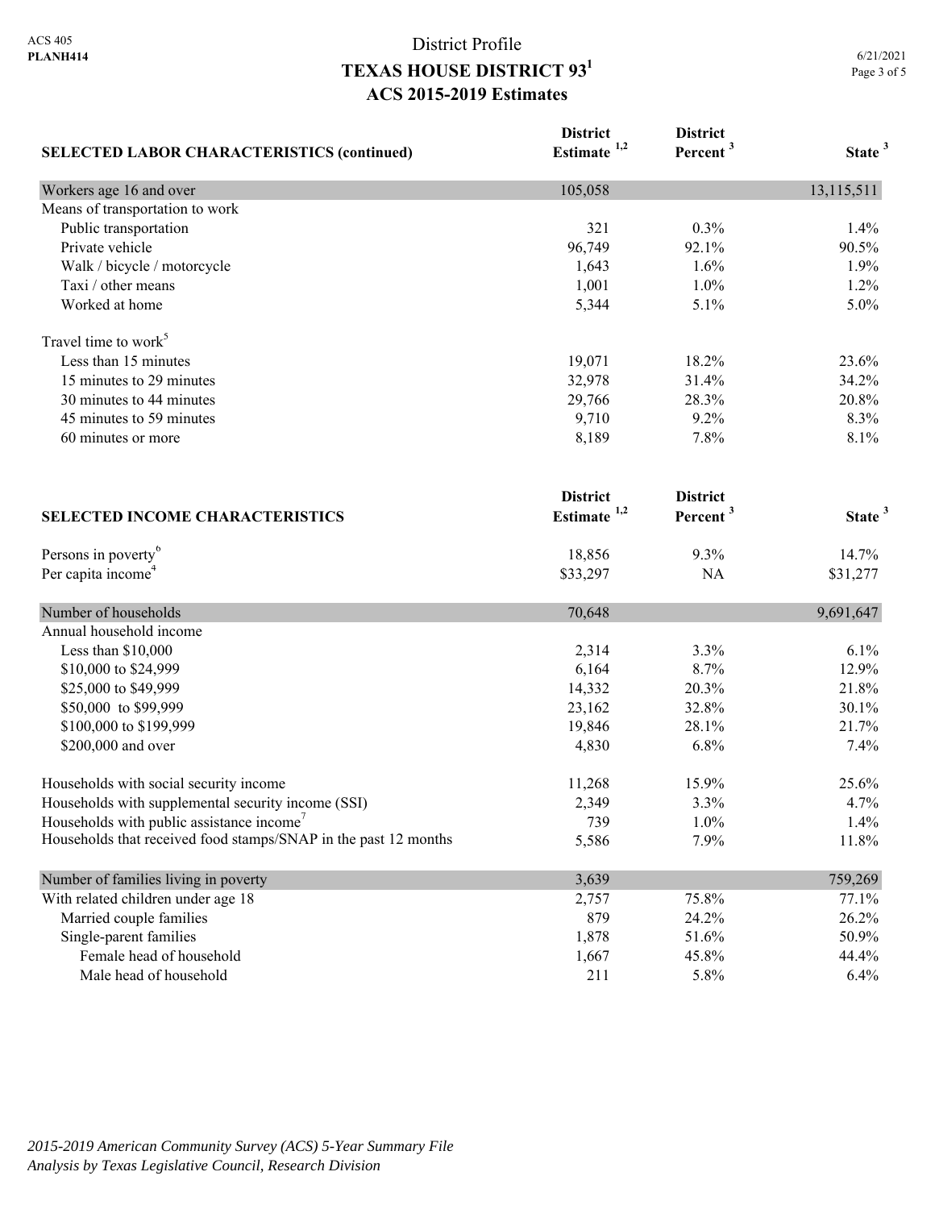# District Profile
## TEXAS HOUSE DISTRICT 93[1]
## ACS 2015-2019 Estimates

| SELECTED LABOR CHARACTERISTICS (continued) | District Estimate [1,2] | District Percent [3] | State [3] |
|---|---|---|---|
| Workers age 16 and over | 105,058 | | 13,115,511 |
| Means of transportation to work | | | |
| Public transportation | 321 | 0.3% | 1.4% |
| Private vehicle | 96,749 | 92.1% | 90.5% |
| Walk / bicycle / motorcycle | 1,643 | 1.6% | 1.9% |
| Taxi / other means | 1,001 | 1.0% | 1.2% |
| Worked at home | 5,344 | 5.1% | 5.0% |
| Travel time to work[5] | | | |
| Less than 15 minutes | 19,071 | 18.2% | 23.6% |
| 15 minutes to 29 minutes | 32,978 | 31.4% | 34.2% |
| 30 minutes to 44 minutes | 29,766 | 28.3% | 20.8% |
| 45 minutes to 59 minutes | 9,710 | 9.2% | 8.3% |
| 60 minutes or more | 8,189 | 7.8% | 8.1% |

| SELECTED INCOME CHARACTERISTICS | District Estimate [1,2] | District Percent [3] | State [3] |
|---|---|---|---|
| Persons in poverty[6] | 18,856 | 9.3% | 14.7% |
| Per capita income[4] | $33,297 | NA | $31,277 |
| Number of households | 70,648 | | 9,691,647 |
| Annual household income | | | |
| Less than $10,000 | 2,314 | 3.3% | 6.1% |
| $10,000 to $24,999 | 6,164 | 8.7% | 12.9% |
| $25,000 to $49,999 | 14,332 | 20.3% | 21.8% |
| $50,000 to $99,999 | 23,162 | 32.8% | 30.1% |
| $100,000 to $199,999 | 19,846 | 28.1% | 21.7% |
| $200,000 and over | 4,830 | 6.8% | 7.4% |
| Households with social security income | 11,268 | 15.9% | 25.6% |
| Households with supplemental security income (SSI) | 2,349 | 3.3% | 4.7% |
| Households with public assistance income[7] | 739 | 1.0% | 1.4% |
| Households that received food stamps/SNAP in the past 12 months | 5,586 | 7.9% | 11.8% |
| Number of families living in poverty | 3,639 | | 759,269 |
| With related children under age 18 | 2,757 | 75.8% | 77.1% |
| Married couple families | 879 | 24.2% | 26.2% |
| Single-parent families | 1,878 | 51.6% | 50.9% |
| Female head of household | 1,667 | 45.8% | 44.4% |
| Male head of household | 211 | 5.8% | 6.4% |

*2015-2019 American Community Survey (ACS) 5-Year Summary File*
*Analysis by Texas Legislative Council, Research Division*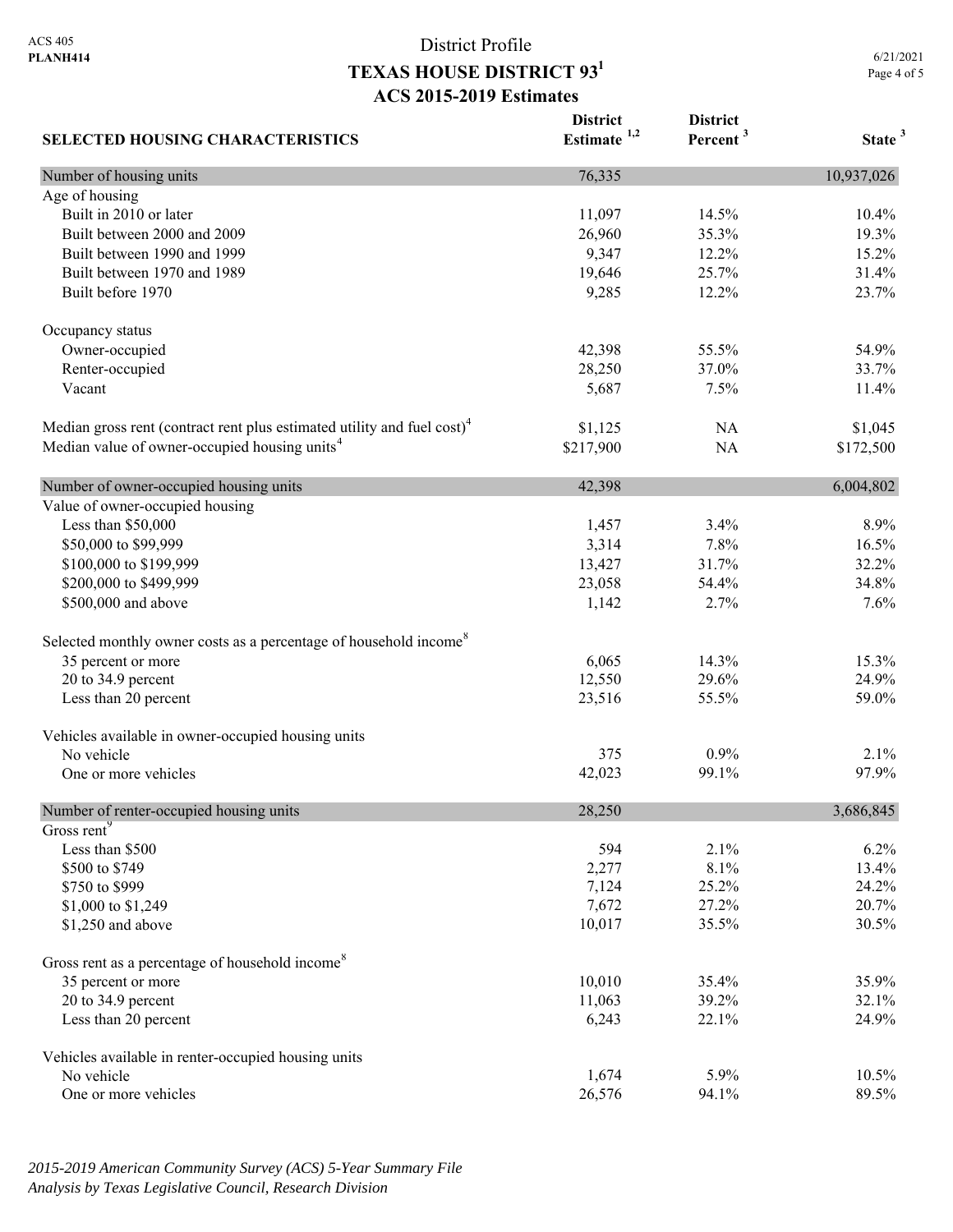# District Profile

## TEXAS HOUSE DISTRICT 93[1]

## ACS 2015-2019 Estimates

| SELECTED HOUSING CHARACTERISTICS | District Estimate [1,2] | District Percent [3] | State [3] |
|---|---|---|---|
| **Number of housing units** | 76,335 | | 10,937,026 |
| Age of housing | | | |
| Built in 2010 or later | 11,097 | 14.5% | 10.4% |
| Built between 2000 and 2009 | 26,960 | 35.3% | 19.3% |
| Built between 1990 and 1999 | 9,347 | 12.2% | 15.2% |
| Built between 1970 and 1989 | 19,646 | 25.7% | 31.4% |
| Built before 1970 | 9,285 | 12.2% | 23.7% |
| Occupancy status | | | |
| Owner-occupied | 42,398 | 55.5% | 54.9% |
| Renter-occupied | 28,250 | 37.0% | 33.7% |
| Vacant | 5,687 | 7.5% | 11.4% |
| Median gross rent (contract rent plus estimated utility and fuel cost)[4] | $1,125 | NA | $1,045 |
| Median value of owner-occupied housing units[4] | $217,900 | NA | $172,500 |
| **Number of owner-occupied housing units** | 42,398 | | 6,004,802 |
| Value of owner-occupied housing | | | |
| Less than $50,000 | 1,457 | 3.4% | 8.9% |
| $50,000 to $99,999 | 3,314 | 7.8% | 16.5% |
| $100,000 to $199,999 | 13,427 | 31.7% | 32.2% |
| $200,000 to $499,999 | 23,058 | 54.4% | 34.8% |
| $500,000 and above | 1,142 | 2.7% | 7.6% |
| Selected monthly owner costs as a percentage of household income[8] | | | |
| 35 percent or more | 6,065 | 14.3% | 15.3% |
| 20 to 34.9 percent | 12,550 | 29.6% | 24.9% |
| Less than 20 percent | 23,516 | 55.5% | 59.0% |
| Vehicles available in owner-occupied housing units | | | |
| No vehicle | 375 | 0.9% | 2.1% |
| One or more vehicles | 42,023 | 99.1% | 97.9% |
| **Number of renter-occupied housing units** | 28,250 | | 3,686,845 |
| Gross rent[9] | | | |
| Less than $500 | 594 | 2.1% | 6.2% |
| $500 to $749 | 2,277 | 8.1% | 13.4% |
| $750 to $999 | 7,124 | 25.2% | 24.2% |
| $1,000 to $1,249 | 7,672 | 27.2% | 20.7% |
| $1,250 and above | 10,017 | 35.5% | 30.5% |
| Gross rent as a percentage of household income[8] | | | |
| 35 percent or more | 10,010 | 35.4% | 35.9% |
| 20 to 34.9 percent | 11,063 | 39.2% | 32.1% |
| Less than 20 percent | 6,243 | 22.1% | 24.9% |
| Vehicles available in renter-occupied housing units | | | |
| No vehicle | 1,674 | 5.9% | 10.5% |
| One or more vehicles | 26,576 | 94.1% | 89.5% |

*2015-2019 American Community Survey (ACS) 5-Year Summary File*
*Analysis by Texas Legislative Council, Research Division*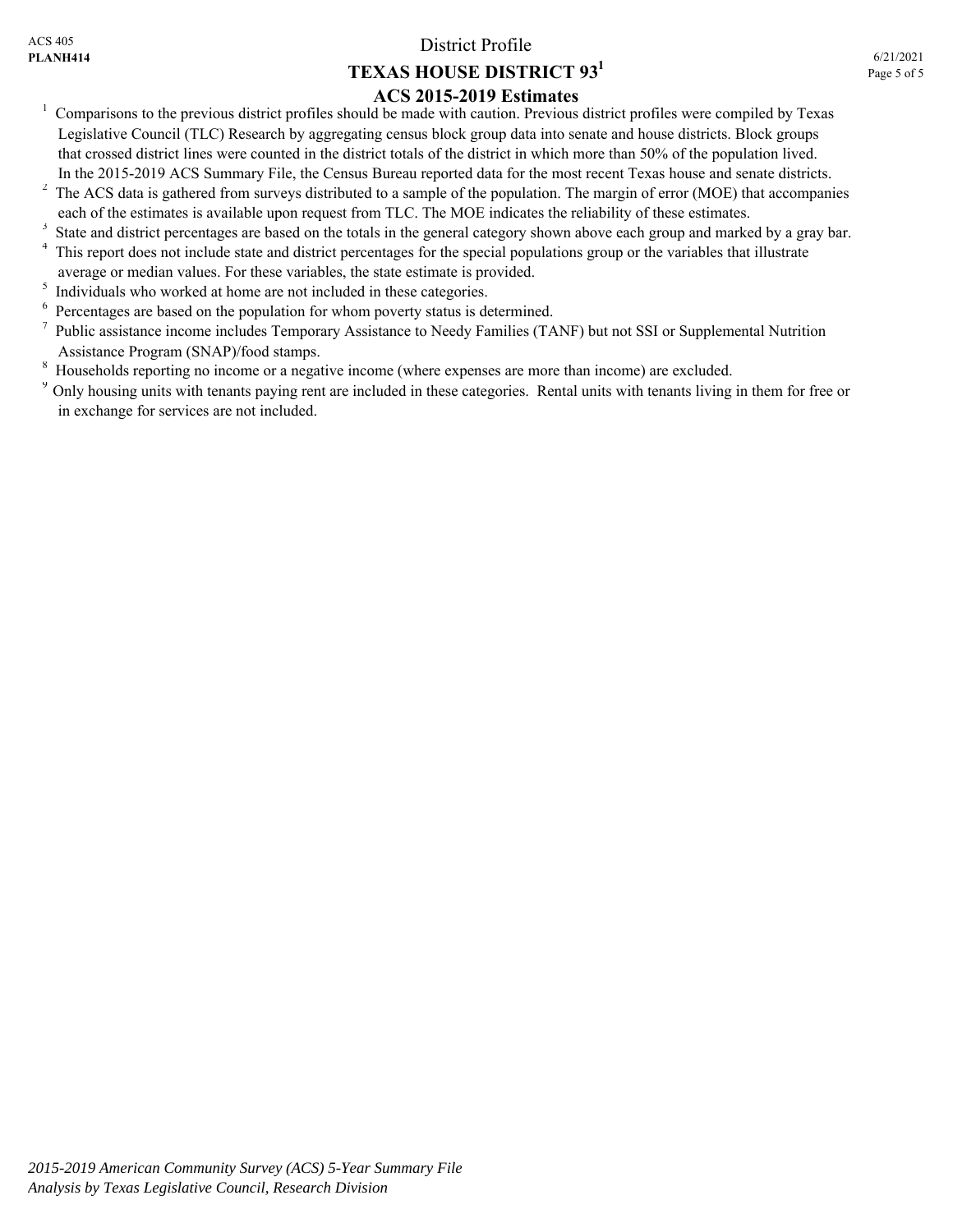# District Profile

## TEXAS HOUSE DISTRICT 93[1]

### ACS 2015-2019 Estimates

[1] Comparisons to the previous district profiles should be made with caution. Previous district profiles were compiled by Texas Legislative Council (TLC) Research by aggregating census block group data into senate and house districts. Block groups that crossed district lines were counted in the district totals of the district in which more than 50% of the population lived. In the 2015-2019 ACS Summary File, the Census Bureau reported data for the most recent Texas house and senate districts.

[2] The ACS data is gathered from surveys distributed to a sample of the population. The margin of error (MOE) that accompanies each of the estimates is available upon request from TLC. The MOE indicates the reliability of these estimates.

[3] State and district percentages are based on the totals in the general category shown above each group and marked by a gray bar.

[4] This report does not include state and district percentages for the special populations group or the variables that illustrate average or median values. For these variables, the state estimate is provided.

[5] Individuals who worked at home are not included in these categories.

[6] Percentages are based on the population for whom poverty status is determined.

[7] Public assistance income includes Temporary Assistance to Needy Families (TANF) but not SSI or Supplemental Nutrition Assistance Program (SNAP)/food stamps.

[8] Households reporting no income or a negative income (where expenses are more than income) are excluded.

[9] Only housing units with tenants paying rent are included in these categories. Rental units with tenants living in them for free or in exchange for services are not included.

*2015-2019 American Community Survey (ACS) 5-Year Summary File*
*Analysis by Texas Legislative Council, Research Division*